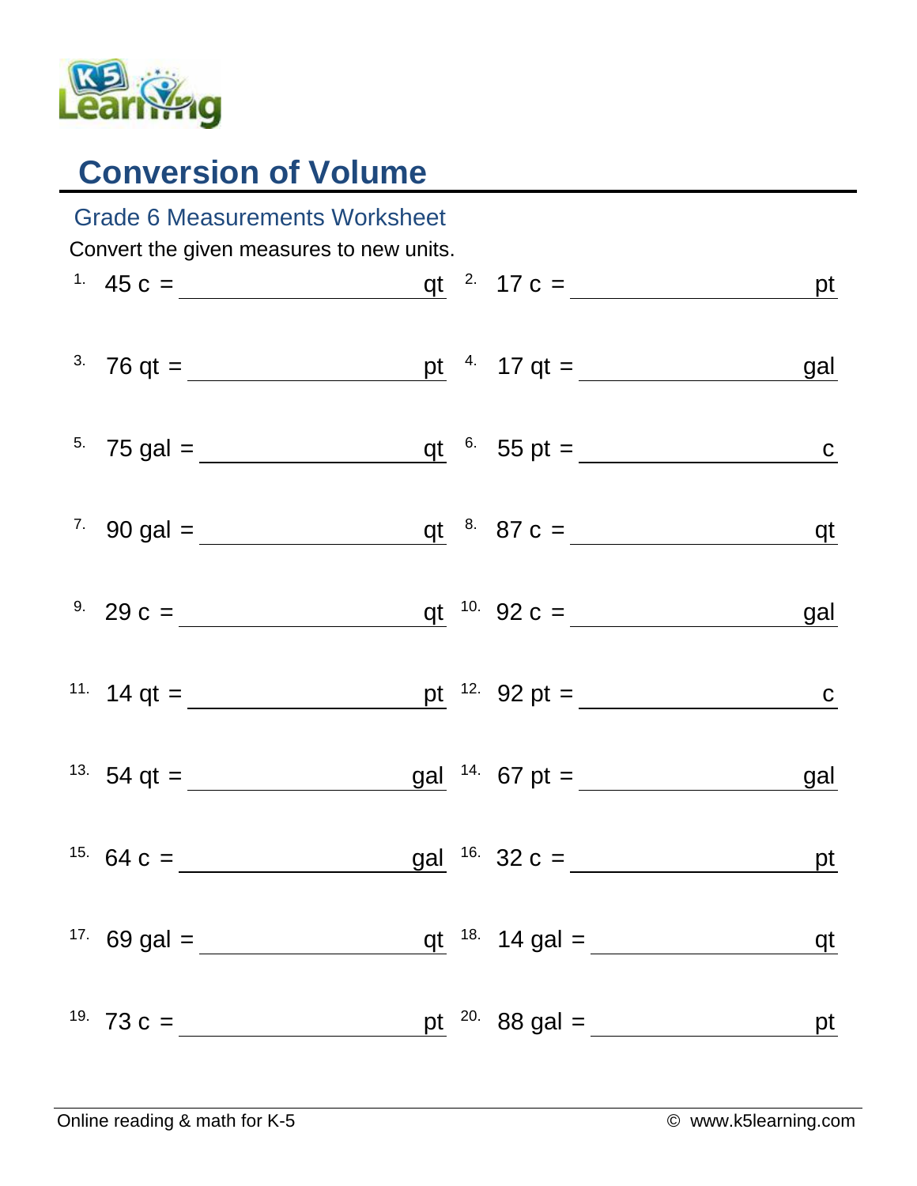# Conversion of Volume

## Grade 6 Measurements Worksheet

Convert the given measures to new units.

1. 45 c = ________________ qt
2. 17 c = ________________ pt
3. 76 qt = ________________ pt
4. 17 qt = ________________ gal
5. 75 gal = ________________ qt
6. 55 pt = ________________ c
7. 90 gal = ________________ qt
8. 87 c = ________________ qt
9. 29 c = ________________ qt
10. 92 c = ________________ gal
11. 14 qt = ________________ pt
12. 92 pt = ________________ c
13. 54 qt = ________________ gal
14. 67 pt = ________________ gal
15. 64 c = ________________ gal
16. 32 c = ________________ pt
17. 69 gal = ________________ qt
18. 14 gal = ________________ qt
19. 73 c = ________________ pt
20. 88 gal = ________________ pt

Online reading & math for K-5 © www.k5learning.com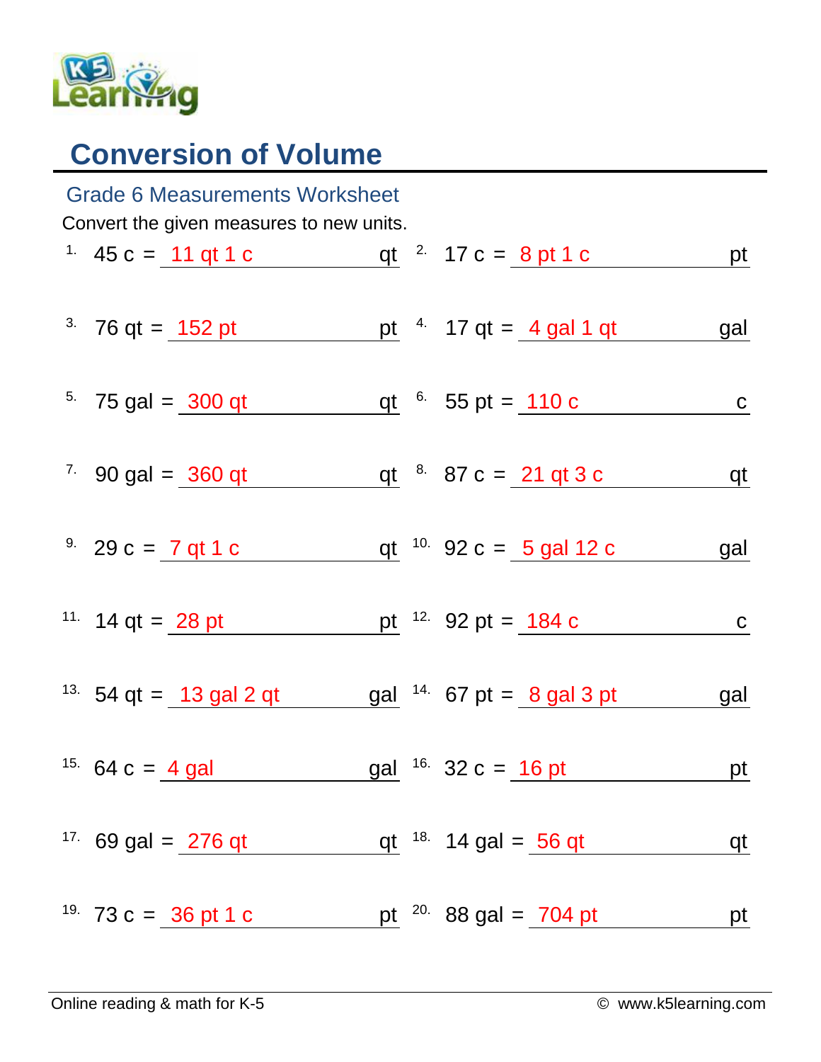# Conversion of Volume

## Grade 6 Measurements Worksheet

Convert the given measures to new units.

1. 45 c = 11 qt 1 c qt
2. 17 c = 8 pt 1 c pt
3. 76 qt = 152 pt pt
4. 17 qt = 4 gal 1 qt gal
5. 75 gal = 300 qt qt
6. 55 pt = 110 c c
7. 90 gal = 360 qt qt
8. 87 c = 21 qt 3 c qt
9. 29 c = 7 qt 1 c qt
10. 92 c = 5 gal 12 c gal
11. 14 qt = 28 pt pt
12. 92 pt = 184 c c
13. 54 qt = 13 gal 2 qt gal
14. 67 pt = 8 gal 3 pt gal
15. 64 c = 4 gal gal
16. 32 c = 16 pt pt
17. 69 gal = 276 qt qt
18. 14 gal = 56 qt qt
19. 73 c = 36 pt 1 c pt
20. 88 gal = 704 pt pt

Online reading & math for K-5 © www.k5learning.com